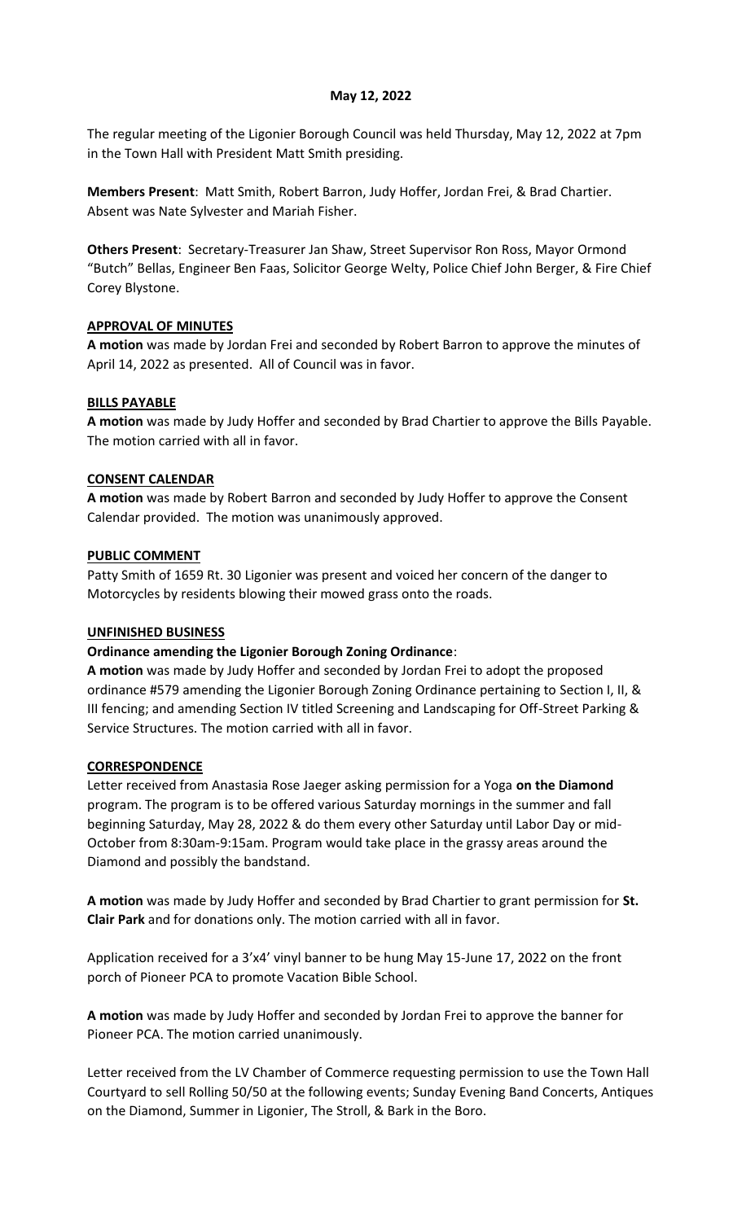**May 12, 2022**

The regular meeting of the Ligonier Borough Council was held Thursday, May 12, 2022 at 7pm in the Town Hall with President Matt Smith presiding.

**Members Present**: Matt Smith, Robert Barron, Judy Hoffer, Jordan Frei, & Brad Chartier. Absent was Nate Sylvester and Mariah Fisher.

**Others Present**: Secretary-Treasurer Jan Shaw, Street Supervisor Ron Ross, Mayor Ormond "Butch" Bellas, Engineer Ben Faas, Solicitor George Welty, Police Chief John Berger, & Fire Chief Corey Blystone.

**APPROVAL OF MINUTES**

**A motion** was made by Jordan Frei and seconded by Robert Barron to approve the minutes of April 14, 2022 as presented. All of Council was in favor.

**BILLS PAYABLE**

**A motion** was made by Judy Hoffer and seconded by Brad Chartier to approve the Bills Payable. The motion carried with all in favor.

**CONSENT CALENDAR**

**A motion** was made by Robert Barron and seconded by Judy Hoffer to approve the Consent Calendar provided. The motion was unanimously approved.

**PUBLIC COMMENT**

Patty Smith of 1659 Rt. 30 Ligonier was present and voiced her concern of the danger to Motorcycles by residents blowing their mowed grass onto the roads.

**UNFINISHED BUSINESS**

**Ordinance amending the Ligonier Borough Zoning Ordinance**:

**A motion** was made by Judy Hoffer and seconded by Jordan Frei to adopt the proposed ordinance #579 amending the Ligonier Borough Zoning Ordinance pertaining to Section I, II, & III fencing; and amending Section IV titled Screening and Landscaping for Off-Street Parking & Service Structures. The motion carried with all in favor.

**CORRESPONDENCE**

Letter received from Anastasia Rose Jaeger asking permission for a Yoga **on the Diamond** program. The program is to be offered various Saturday mornings in the summer and fall beginning Saturday, May 28, 2022 & do them every other Saturday until Labor Day or mid-October from 8:30am-9:15am. Program would take place in the grassy areas around the Diamond and possibly the bandstand.

**A motion** was made by Judy Hoffer and seconded by Brad Chartier to grant permission for **St. Clair Park** and for donations only. The motion carried with all in favor.

Application received for a 3'x4' vinyl banner to be hung May 15-June 17, 2022 on the front porch of Pioneer PCA to promote Vacation Bible School.

**A motion** was made by Judy Hoffer and seconded by Jordan Frei to approve the banner for Pioneer PCA. The motion carried unanimously.

Letter received from the LV Chamber of Commerce requesting permission to use the Town Hall Courtyard to sell Rolling 50/50 at the following events; Sunday Evening Band Concerts, Antiques on the Diamond, Summer in Ligonier, The Stroll, & Bark in the Boro.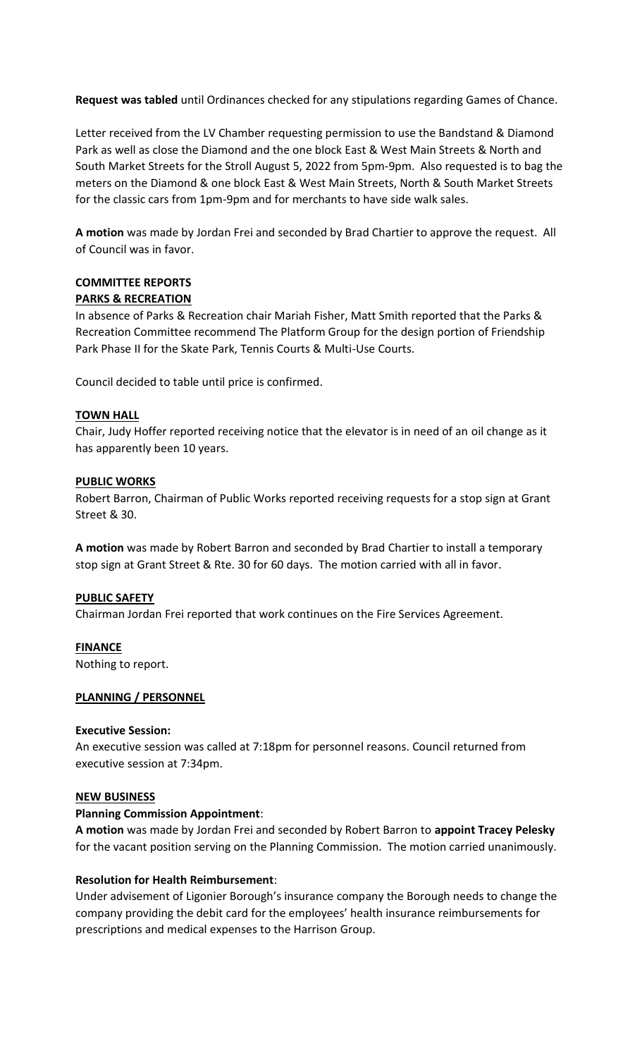**Request was tabled** until Ordinances checked for any stipulations regarding Games of Chance.

Letter received from the LV Chamber requesting permission to use the Bandstand & Diamond Park as well as close the Diamond and the one block East & West Main Streets & North and South Market Streets for the Stroll August 5, 2022 from 5pm-9pm. Also requested is to bag the meters on the Diamond & one block East & West Main Streets, North & South Market Streets for the classic cars from 1pm-9pm and for merchants to have side walk sales.

**A motion** was made by Jordan Frei and seconded by Brad Chartier to approve the request. All of Council was in favor.

## COMMITTEE REPORTS

### PARKS & RECREATION

In absence of Parks & Recreation chair Mariah Fisher, Matt Smith reported that the Parks & Recreation Committee recommend The Platform Group for the design portion of Friendship Park Phase II for the Skate Park, Tennis Courts & Multi-Use Courts.

Council decided to table until price is confirmed.

### TOWN HALL

Chair, Judy Hoffer reported receiving notice that the elevator is in need of an oil change as it has apparently been 10 years.

### PUBLIC WORKS

Robert Barron, Chairman of Public Works reported receiving requests for a stop sign at Grant Street & 30.

**A motion** was made by Robert Barron and seconded by Brad Chartier to install a temporary stop sign at Grant Street & Rte. 30 for 60 days. The motion carried with all in favor.

### PUBLIC SAFETY

Chairman Jordan Frei reported that work continues on the Fire Services Agreement.

### FINANCE

Nothing to report.

### PLANNING / PERSONNEL

**Executive Session:**

An executive session was called at 7:18pm for personnel reasons. Council returned from executive session at 7:34pm.

### NEW BUSINESS

**Planning Commission Appointment**:

**A motion** was made by Jordan Frei and seconded by Robert Barron to **appoint Tracey Pelesky** for the vacant position serving on the Planning Commission. The motion carried unanimously.

**Resolution for Health Reimbursement**:

Under advisement of Ligonier Borough's insurance company the Borough needs to change the company providing the debit card for the employees' health insurance reimbursements for prescriptions and medical expenses to the Harrison Group.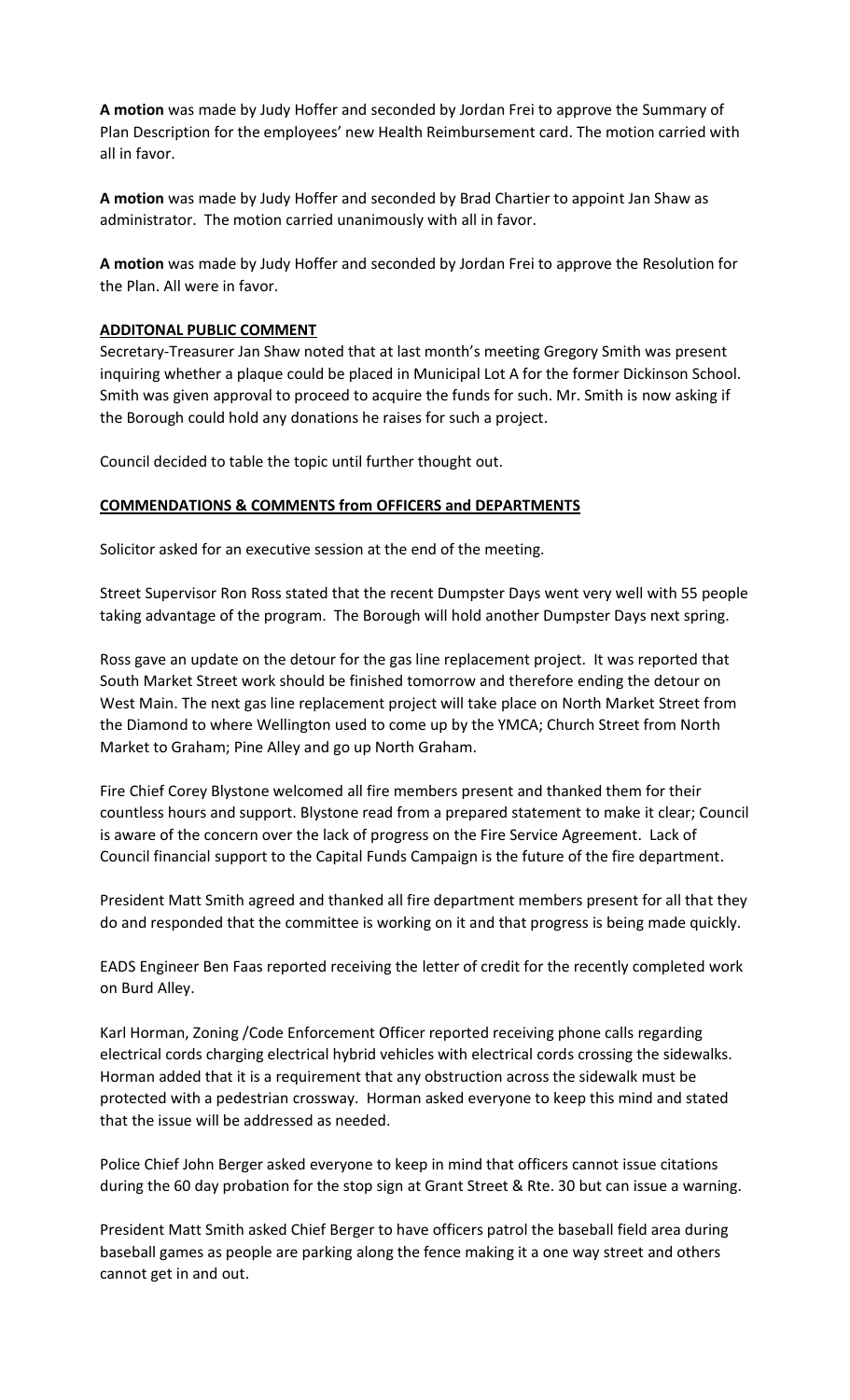**A motion** was made by Judy Hoffer and seconded by Jordan Frei to approve the Summary of Plan Description for the employees' new Health Reimbursement card. The motion carried with all in favor.

**A motion** was made by Judy Hoffer and seconded by Brad Chartier to appoint Jan Shaw as administrator. The motion carried unanimously with all in favor.

**A motion** was made by Judy Hoffer and seconded by Jordan Frei to approve the Resolution for the Plan. All were in favor.

**ADDITONAL PUBLIC COMMENT**

Secretary-Treasurer Jan Shaw noted that at last month's meeting Gregory Smith was present inquiring whether a plaque could be placed in Municipal Lot A for the former Dickinson School. Smith was given approval to proceed to acquire the funds for such. Mr. Smith is now asking if the Borough could hold any donations he raises for such a project.

Council decided to table the topic until further thought out.

**COMMENDATIONS & COMMENTS from OFFICERS and DEPARTMENTS**

Solicitor asked for an executive session at the end of the meeting.

Street Supervisor Ron Ross stated that the recent Dumpster Days went very well with 55 people taking advantage of the program. The Borough will hold another Dumpster Days next spring.

Ross gave an update on the detour for the gas line replacement project. It was reported that South Market Street work should be finished tomorrow and therefore ending the detour on West Main. The next gas line replacement project will take place on North Market Street from the Diamond to where Wellington used to come up by the YMCA; Church Street from North Market to Graham; Pine Alley and go up North Graham.

Fire Chief Corey Blystone welcomed all fire members present and thanked them for their countless hours and support. Blystone read from a prepared statement to make it clear; Council is aware of the concern over the lack of progress on the Fire Service Agreement. Lack of Council financial support to the Capital Funds Campaign is the future of the fire department.

President Matt Smith agreed and thanked all fire department members present for all that they do and responded that the committee is working on it and that progress is being made quickly.

EADS Engineer Ben Faas reported receiving the letter of credit for the recently completed work on Burd Alley.

Karl Horman, Zoning /Code Enforcement Officer reported receiving phone calls regarding electrical cords charging electrical hybrid vehicles with electrical cords crossing the sidewalks. Horman added that it is a requirement that any obstruction across the sidewalk must be protected with a pedestrian crossway. Horman asked everyone to keep this mind and stated that the issue will be addressed as needed.

Police Chief John Berger asked everyone to keep in mind that officers cannot issue citations during the 60 day probation for the stop sign at Grant Street & Rte. 30 but can issue a warning.

President Matt Smith asked Chief Berger to have officers patrol the baseball field area during baseball games as people are parking along the fence making it a one way street and others cannot get in and out.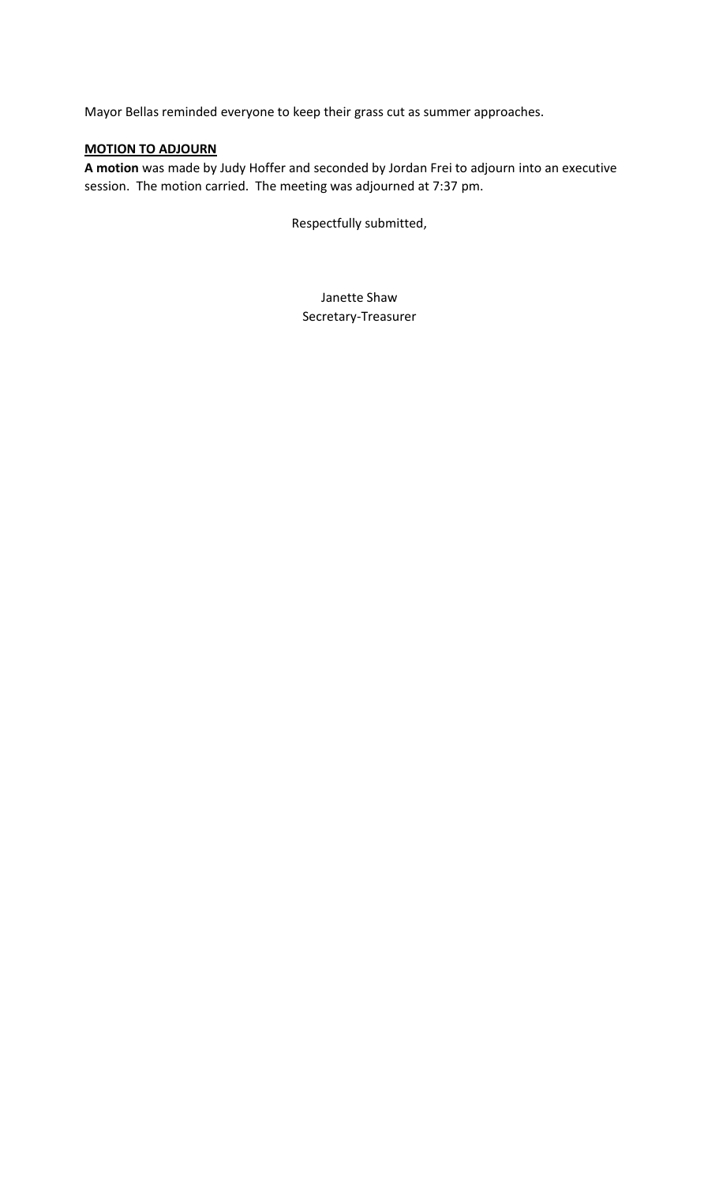Mayor Bellas reminded everyone to keep their grass cut as summer approaches.

**MOTION TO ADJOURN**

**A motion** was made by Judy Hoffer and seconded by Jordan Frei to adjourn into an executive session. The motion carried. The meeting was adjourned at 7:37 pm.

Respectfully submitted,

Janette Shaw
Secretary-Treasurer